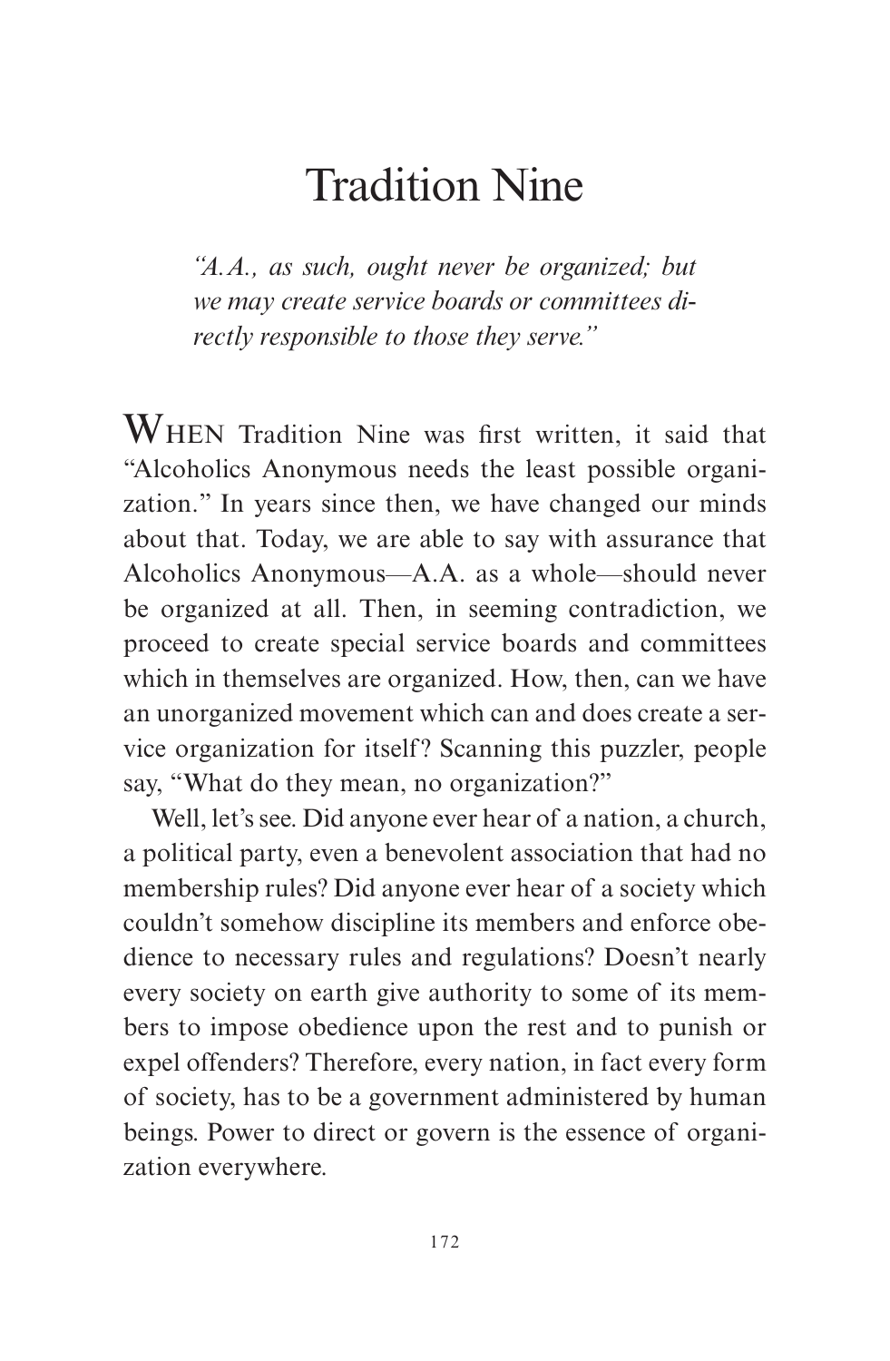# Tradition Nine

*"A.A., as such, ought never be organized; but we may create service boards or committees directly responsible to those they serve."*

WHEN Tradition Nine was first written, it said that "Alcoholics Anonymous needs the least possible organization." In years since then, we have changed our minds about that. Today, we are able to say with assurance that Alcoholics Anonymous—A.A. as a whole—should never be organized at all. Then, in seeming contradiction, we proceed to create special service boards and committees which in themselves are organized. How, then, can we have an unorganized movement which can and does create a service organization for itself? Scanning this puzzler, people say, "What do they mean, no organization?"

Well, let's see. Did anyone ever hear of a nation, a church, a political party, even a benevolent association that had no membership rules? Did anyone ever hear of a society which couldn't somehow discipline its members and enforce obedience to necessary rules and regulations? Doesn't nearly every society on earth give authority to some of its members to impose obedience upon the rest and to punish or expel offenders? Therefore, every nation, in fact every form of society, has to be a government administered by human beings. Power to direct or govern is the essence of organization everywhere.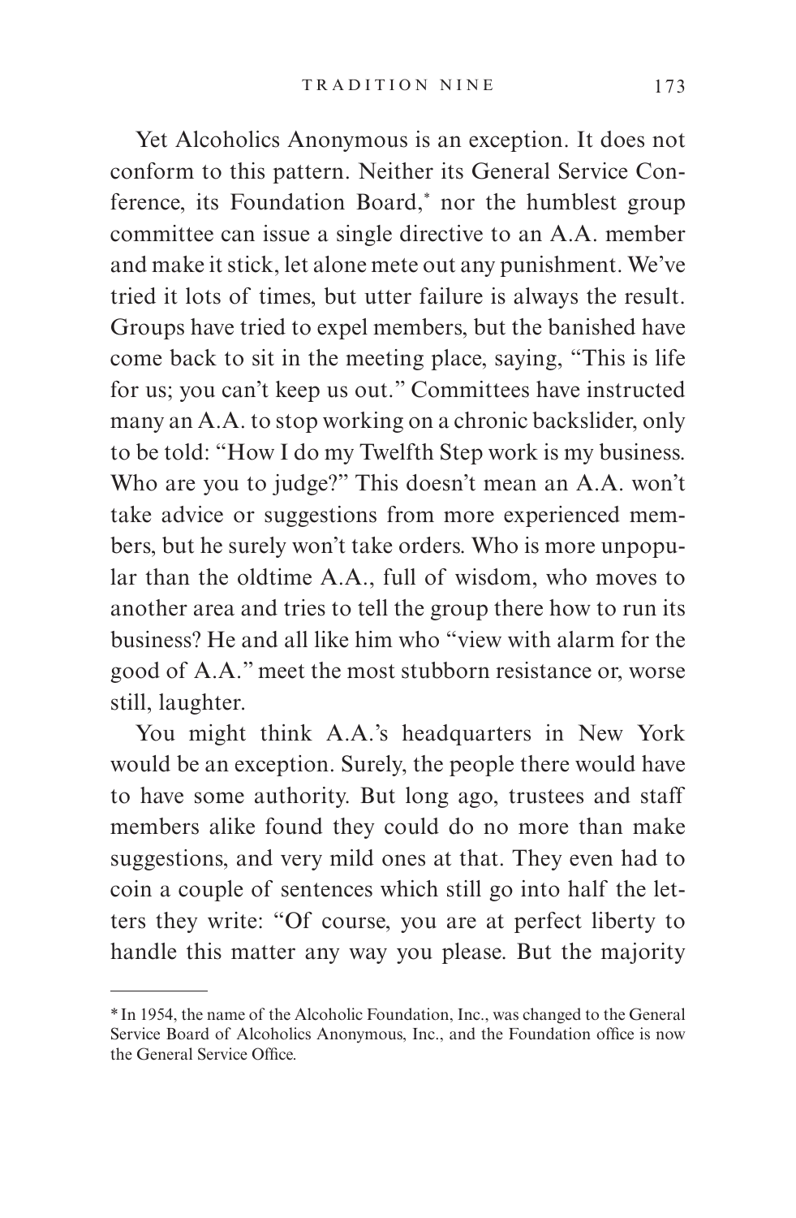Yet Alcoholics Anonymous is an exception. It does not conform to this pattern. Neither its General Service Conference, its Foundation Board,* nor the humblest group committee can issue a single directive to an A.A. member and make it stick, let alone mete out any punishment. We've tried it lots of times, but utter failure is always the result. Groups have tried to expel members, but the banished have come back to sit in the meeting place, saying, "This is life for us; you can't keep us out." Committees have instructed many an A.A. to stop working on a chronic backslider, only to be told: "How I do my Twelfth Step work is my business. Who are you to judge?" This doesn't mean an A.A. won't take advice or suggestions from more experienced members, but he surely won't take orders. Who is more unpopular than the oldtime A.A., full of wisdom, who moves to another area and tries to tell the group there how to run its business? He and all like him who "view with alarm for the good of A.A." meet the most stubborn resistance or, worse still, laughter.

You might think A.A.'s headquarters in New York would be an exception. Surely, the people there would have to have some authority. But long ago, trustees and staff members alike found they could do no more than make suggestions, and very mild ones at that. They even had to coin a couple of sentences which still go into half the letters they write: "Of course, you are at perfect liberty to handle this matter any way you please. But the majority

---

* In 1954, the name of the Alcoholic Foundation, Inc., was changed to the General Service Board of Alcoholics Anonymous, Inc., and the Foundation office is now the General Service Office.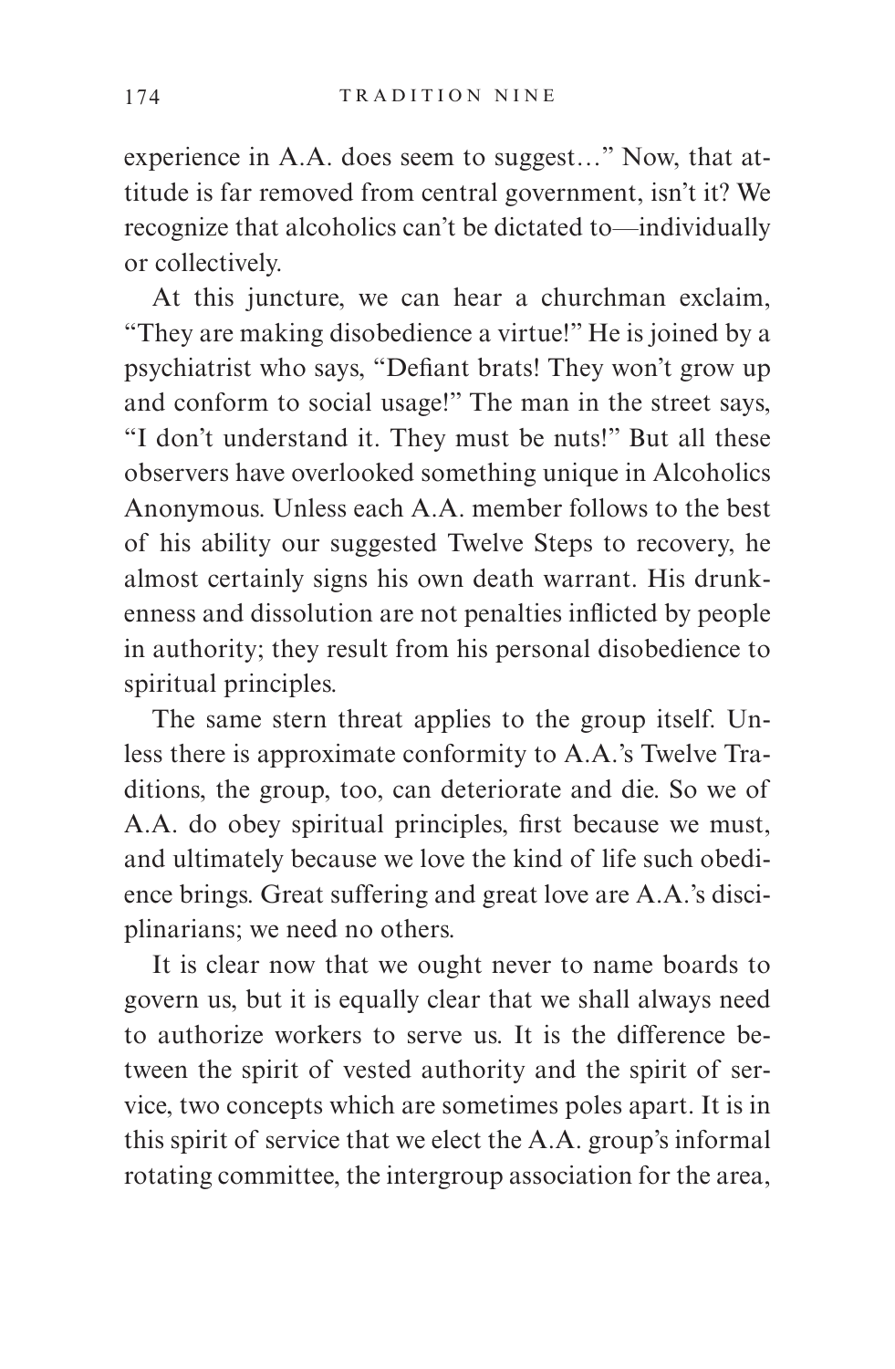experience in A.A. does seem to suggest…" Now, that attitude is far removed from central government, isn't it? We recognize that alcoholics can't be dictated to—individually or collectively.

At this juncture, we can hear a churchman exclaim, "They are making disobedience a virtue!" He is joined by a psychiatrist who says, "Defiant brats! They won't grow up and conform to social usage!" The man in the street says, "I don't understand it. They must be nuts!" But all these observers have overlooked something unique in Alcoholics Anonymous. Unless each A.A. member follows to the best of his ability our suggested Twelve Steps to recovery, he almost certainly signs his own death warrant. His drunkenness and dissolution are not penalties inflicted by people in authority; they result from his personal disobedience to spiritual principles.

The same stern threat applies to the group itself. Unless there is approximate conformity to A.A.'s Twelve Traditions, the group, too, can deteriorate and die. So we of A.A. do obey spiritual principles, first because we must, and ultimately because we love the kind of life such obedience brings. Great suffering and great love are A.A.'s disciplinarians; we need no others.

It is clear now that we ought never to name boards to govern us, but it is equally clear that we shall always need to authorize workers to serve us. It is the difference between the spirit of vested authority and the spirit of service, two concepts which are sometimes poles apart. It is in this spirit of service that we elect the A.A. group's informal rotating committee, the intergroup association for the area,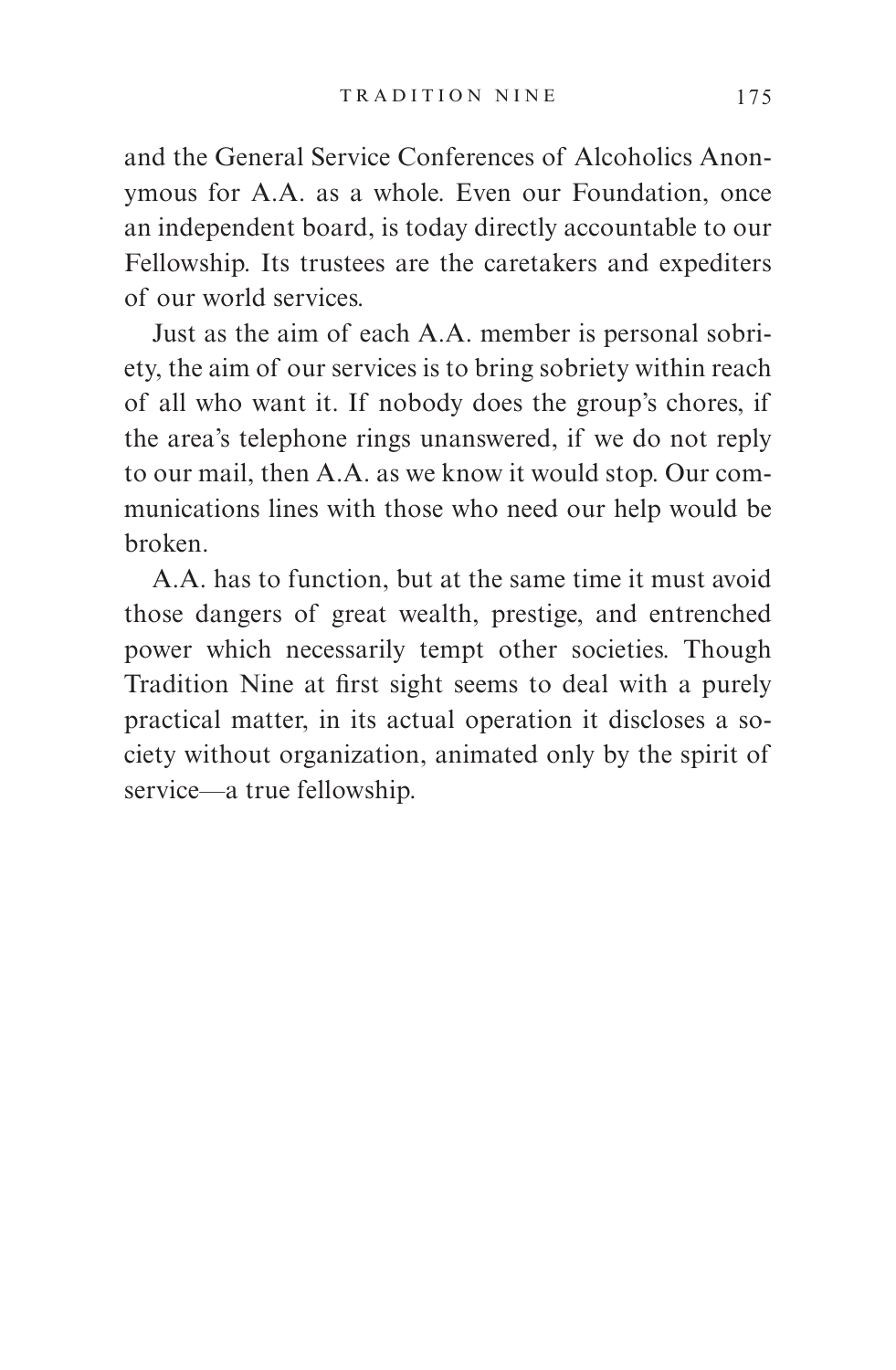and the General Service Conferences of Alcoholics Anonymous for A.A. as a whole. Even our Foundation, once an independent board, is today directly accountable to our Fellowship. Its trustees are the caretakers and expediters of our world services.

Just as the aim of each A.A. member is personal sobriety, the aim of our services is to bring sobriety within reach of all who want it. If nobody does the group's chores, if the area's telephone rings unanswered, if we do not reply to our mail, then A.A. as we know it would stop. Our communications lines with those who need our help would be broken.

A.A. has to function, but at the same time it must avoid those dangers of great wealth, prestige, and entrenched power which necessarily tempt other societies. Though Tradition Nine at first sight seems to deal with a purely practical matter, in its actual operation it discloses a society without organization, animated only by the spirit of service—a true fellowship.